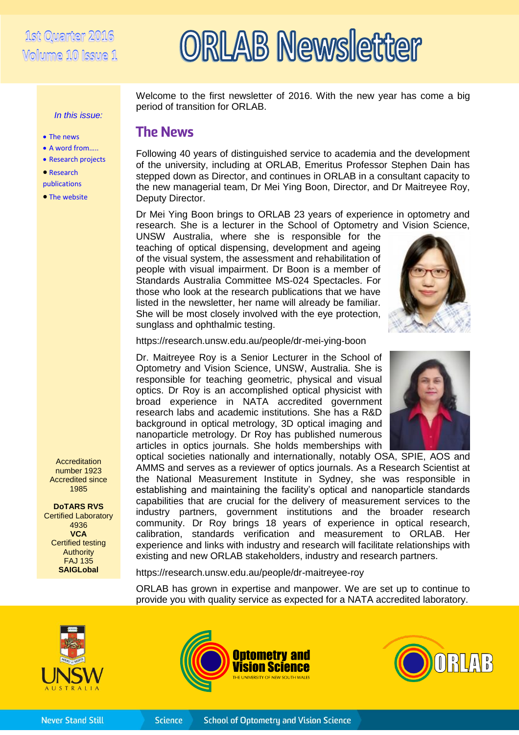1st Quarter 2016
Volume 10 Issue 1

# ORLAB Newsletter

*In this issue:*

- The news
- A word from.....
- Research projects
- Research publications
- The website

Accreditation number 1923
Accredited since 1985

**DoTARS RVS**
Certified Laboratory 4936
**VCA**
Certified testing Authority
FAJ 135
**SAIGLobal**

Welcome to the first newsletter of 2016. With the new year has come a big period of transition for ORLAB.

## The News

Following 40 years of distinguished service to academia and the development of the university, including at ORLAB, Emeritus Professor Stephen Dain has stepped down as Director, and continues in ORLAB in a consultant capacity to the new managerial team, Dr Mei Ying Boon, Director, and Dr Maitreyee Roy, Deputy Director.

Dr Mei Ying Boon brings to ORLAB 23 years of experience in optometry and research. She is a lecturer in the School of Optometry and Vision Science, UNSW Australia, where she is responsible for the teaching of optical dispensing, development and ageing of the visual system, the assessment and rehabilitation of people with visual impairment. Dr Boon is a member of Standards Australia Committee MS-024 Spectacles. For those who look at the research publications that we have listed in the newsletter, her name will already be familiar. She will be most closely involved with the eye protection, sunglass and ophthalmic testing.

https://research.unsw.edu.au/people/dr-mei-ying-boon

Dr. Maitreyee Roy is a Senior Lecturer in the School of Optometry and Vision Science, UNSW, Australia. She is responsible for teaching geometric, physical and visual optics. Dr Roy is an accomplished optical physicist with broad experience in NATA accredited government research labs and academic institutions. She has a R&D background in optical metrology, 3D optical imaging and nanoparticle metrology. Dr Roy has published numerous articles in optics journals. She holds memberships with optical societies nationally and internationally, notably OSA, SPIE, AOS and AMMS and serves as a reviewer of optics journals. As a Research Scientist at the National Measurement Institute in Sydney, she was responsible in establishing and maintaining the facility's optical and nanoparticle standards capabilities that are crucial for the delivery of measurement services to the industry partners, government institutions and the broader research community. Dr Roy brings 18 years of experience in optical research, calibration, standards verification and measurement to ORLAB. Her experience and links with industry and research will facilitate relationships with existing and new ORLAB stakeholders, industry and research partners.

https://research.unsw.edu.au/people/dr-maitreyee-roy

ORLAB has grown in expertise and manpower. We are set up to continue to provide you with quality service as expected for a NATA accredited laboratory.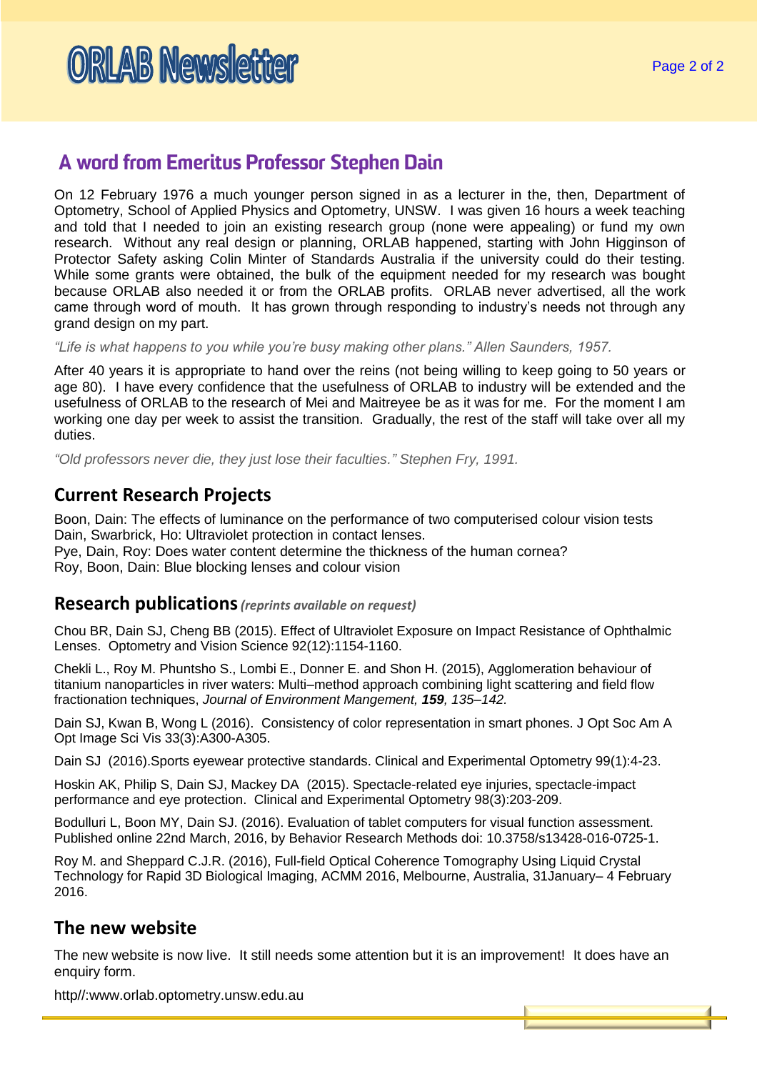## A word from Emeritus Professor Stephen Dain

On 12 February 1976 a much younger person signed in as a lecturer in the, then, Department of Optometry, School of Applied Physics and Optometry, UNSW. I was given 16 hours a week teaching and told that I needed to join an existing research group (none were appealing) or fund my own research. Without any real design or planning, ORLAB happened, starting with John Higginson of Protector Safety asking Colin Minter of Standards Australia if the university could do their testing. While some grants were obtained, the bulk of the equipment needed for my research was bought because ORLAB also needed it or from the ORLAB profits. ORLAB never advertised, all the work came through word of mouth. It has grown through responding to industry's needs not through any grand design on my part.

*"Life is what happens to you while you're busy making other plans." Allen Saunders, 1957.*

After 40 years it is appropriate to hand over the reins (not being willing to keep going to 50 years or age 80). I have every confidence that the usefulness of ORLAB to industry will be extended and the usefulness of ORLAB to the research of Mei and Maitreyee be as it was for me. For the moment I am working one day per week to assist the transition. Gradually, the rest of the staff will take over all my duties.

*"Old professors never die, they just lose their faculties." Stephen Fry, 1991.*

## Current Research Projects

Boon, Dain: The effects of luminance on the performance of two computerised colour vision tests
Dain, Swarbrick, Ho: Ultraviolet protection in contact lenses.
Pye, Dain, Roy: Does water content determine the thickness of the human cornea?
Roy, Boon, Dain: Blue blocking lenses and colour vision

## Research publications *(reprints available on request)*

Chou BR, Dain SJ, Cheng BB (2015). Effect of Ultraviolet Exposure on Impact Resistance of Ophthalmic Lenses. Optometry and Vision Science 92(12):1154-1160.

Chekli L., Roy M. Phuntsho S., Lombi E., Donner E. and Shon H. (2015), Agglomeration behaviour of titanium nanoparticles in river waters: Multi–method approach combining light scattering and field flow fractionation techniques, *Journal of Environment Mangement, **159**, 135–142.*

Dain SJ, Kwan B, Wong L (2016). Consistency of color representation in smart phones. J Opt Soc Am A Opt Image Sci Vis 33(3):A300-A305.

Dain SJ (2016).Sports eyewear protective standards. Clinical and Experimental Optometry 99(1):4-23.

Hoskin AK, Philip S, Dain SJ, Mackey DA (2015). Spectacle-related eye injuries, spectacle-impact performance and eye protection. Clinical and Experimental Optometry 98(3):203-209.

Bodulluri L, Boon MY, Dain SJ. (2016). Evaluation of tablet computers for visual function assessment. Published online 22nd March, 2016, by Behavior Research Methods doi: 10.3758/s13428-016-0725-1.

Roy M. and Sheppard C.J.R. (2016), Full-field Optical Coherence Tomography Using Liquid Crystal Technology for Rapid 3D Biological Imaging, ACMM 2016, Melbourne, Australia, 31January– 4 February 2016.

## The new website

The new website is now live. It still needs some attention but it is an improvement! It does have an enquiry form.

http//:www.orlab.optometry.unsw.edu.au